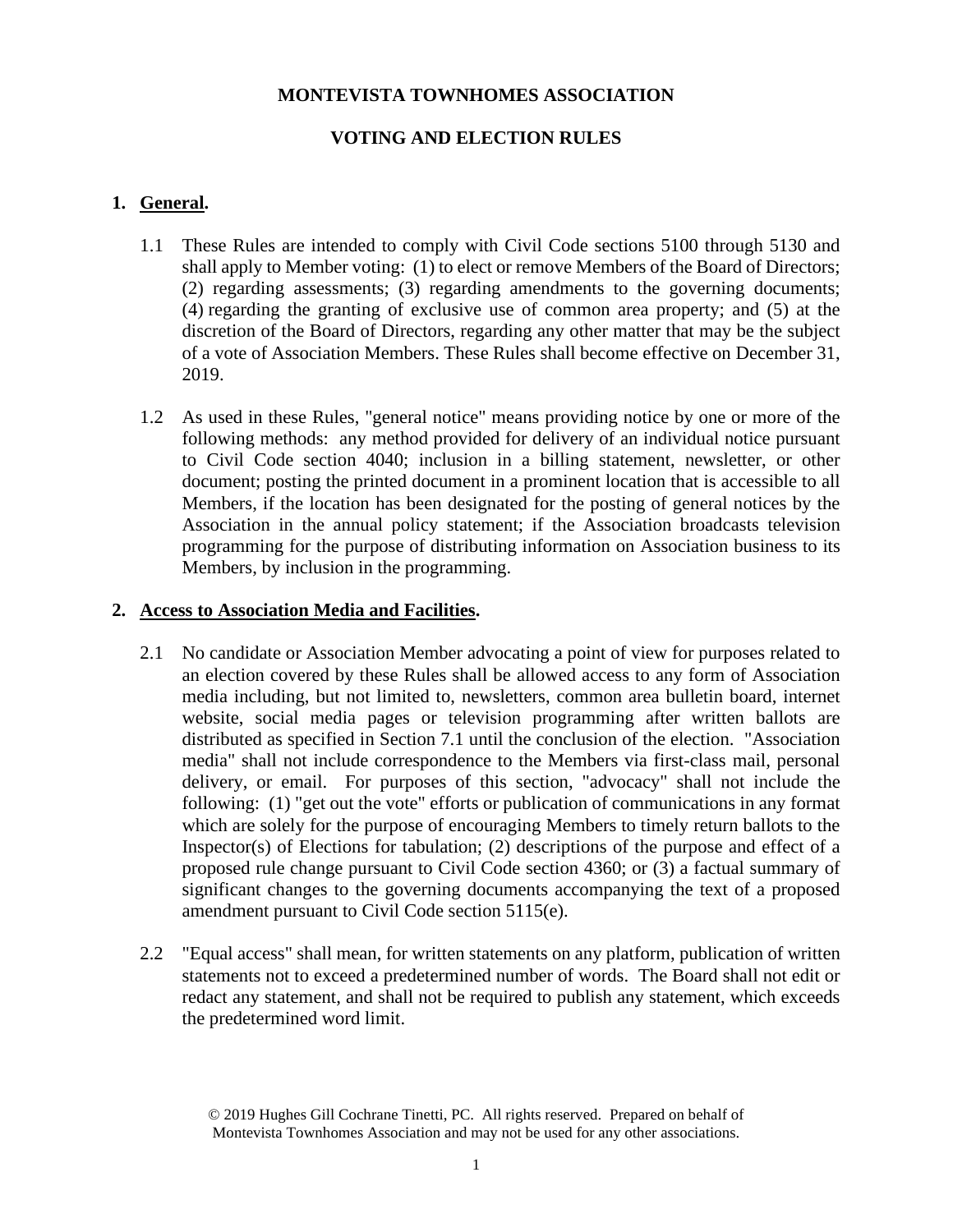# MONTEVISTA TOWNHOMES ASSOCIATION

## VOTING AND ELECTION RULES

### 1. **General.**

1.1 These Rules are intended to comply with Civil Code sections 5100 through 5130 and shall apply to Member voting: (1) to elect or remove Members of the Board of Directors; (2) regarding assessments; (3) regarding amendments to the governing documents; (4) regarding the granting of exclusive use of common area property; and (5) at the discretion of the Board of Directors, regarding any other matter that may be the subject of a vote of Association Members. These Rules shall become effective on December 31, 2019.

1.2 As used in these Rules, "general notice" means providing notice by one or more of the following methods: any method provided for delivery of an individual notice pursuant to Civil Code section 4040; inclusion in a billing statement, newsletter, or other document; posting the printed document in a prominent location that is accessible to all Members, if the location has been designated for the posting of general notices by the Association in the annual policy statement; if the Association broadcasts television programming for the purpose of distributing information on Association business to its Members, by inclusion in the programming.

### 2. **Access to Association Media and Facilities.**

2.1 No candidate or Association Member advocating a point of view for purposes related to an election covered by these Rules shall be allowed access to any form of Association media including, but not limited to, newsletters, common area bulletin board, internet website, social media pages or television programming after written ballots are distributed as specified in Section 7.1 until the conclusion of the election. "Association media" shall not include correspondence to the Members via first-class mail, personal delivery, or email. For purposes of this section, "advocacy" shall not include the following: (1) "get out the vote" efforts or publication of communications in any format which are solely for the purpose of encouraging Members to timely return ballots to the Inspector(s) of Elections for tabulation; (2) descriptions of the purpose and effect of a proposed rule change pursuant to Civil Code section 4360; or (3) a factual summary of significant changes to the governing documents accompanying the text of a proposed amendment pursuant to Civil Code section 5115(e).

2.2 "Equal access" shall mean, for written statements on any platform, publication of written statements not to exceed a predetermined number of words. The Board shall not edit or redact any statement, and shall not be required to publish any statement, which exceeds the predetermined word limit.

© 2019 Hughes Gill Cochrane Tinetti, PC. All rights reserved. Prepared on behalf of Montevista Townhomes Association and may not be used for any other associations.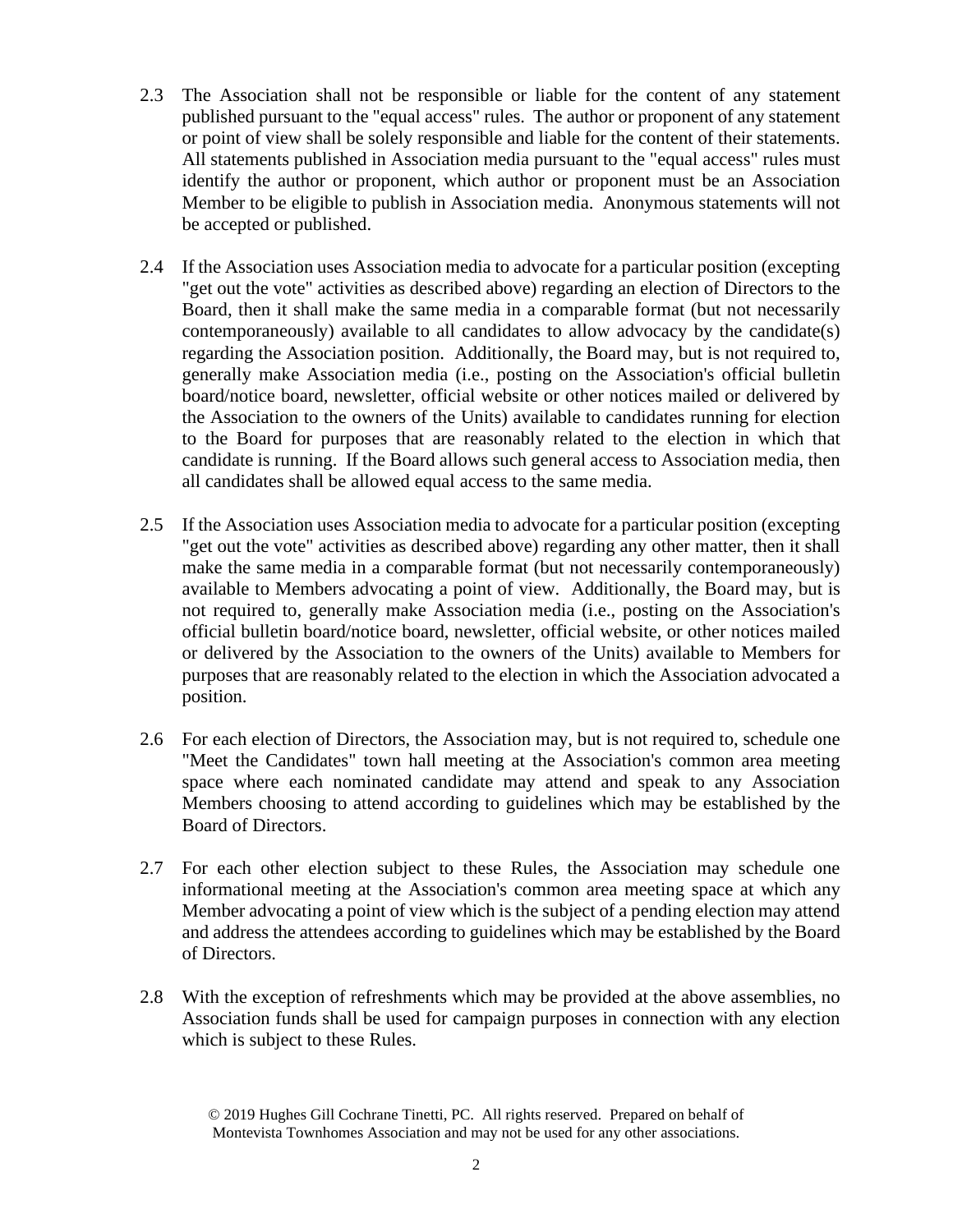2.3 The Association shall not be responsible or liable for the content of any statement published pursuant to the "equal access" rules. The author or proponent of any statement or point of view shall be solely responsible and liable for the content of their statements. All statements published in Association media pursuant to the "equal access" rules must identify the author or proponent, which author or proponent must be an Association Member to be eligible to publish in Association media. Anonymous statements will not be accepted or published.

2.4 If the Association uses Association media to advocate for a particular position (excepting "get out the vote" activities as described above) regarding an election of Directors to the Board, then it shall make the same media in a comparable format (but not necessarily contemporaneously) available to all candidates to allow advocacy by the candidate(s) regarding the Association position. Additionally, the Board may, but is not required to, generally make Association media (i.e., posting on the Association's official bulletin board/notice board, newsletter, official website or other notices mailed or delivered by the Association to the owners of the Units) available to candidates running for election to the Board for purposes that are reasonably related to the election in which that candidate is running. If the Board allows such general access to Association media, then all candidates shall be allowed equal access to the same media.

2.5 If the Association uses Association media to advocate for a particular position (excepting "get out the vote" activities as described above) regarding any other matter, then it shall make the same media in a comparable format (but not necessarily contemporaneously) available to Members advocating a point of view. Additionally, the Board may, but is not required to, generally make Association media (i.e., posting on the Association's official bulletin board/notice board, newsletter, official website, or other notices mailed or delivered by the Association to the owners of the Units) available to Members for purposes that are reasonably related to the election in which the Association advocated a position.

2.6 For each election of Directors, the Association may, but is not required to, schedule one "Meet the Candidates" town hall meeting at the Association's common area meeting space where each nominated candidate may attend and speak to any Association Members choosing to attend according to guidelines which may be established by the Board of Directors.

2.7 For each other election subject to these Rules, the Association may schedule one informational meeting at the Association's common area meeting space at which any Member advocating a point of view which is the subject of a pending election may attend and address the attendees according to guidelines which may be established by the Board of Directors.

2.8 With the exception of refreshments which may be provided at the above assemblies, no Association funds shall be used for campaign purposes in connection with any election which is subject to these Rules.

© 2019 Hughes Gill Cochrane Tinetti, PC. All rights reserved. Prepared on behalf of Montevista Townhomes Association and may not be used for any other associations.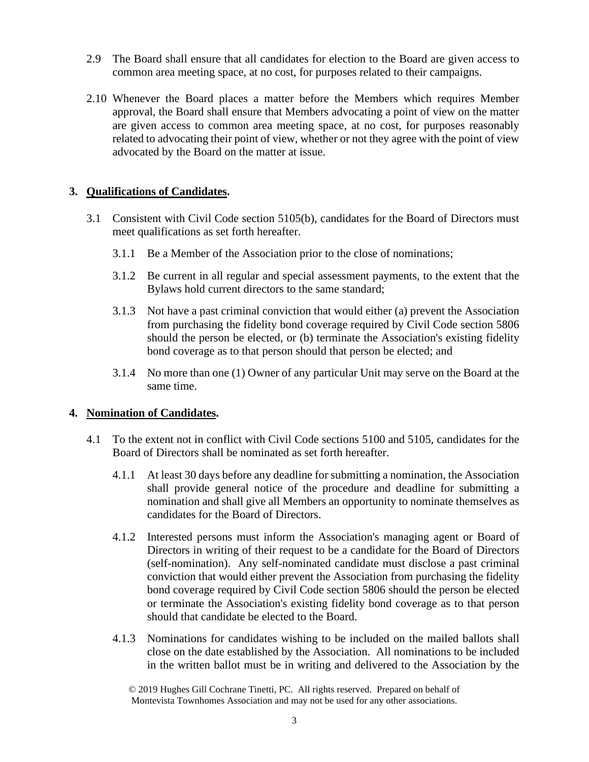2.9 The Board shall ensure that all candidates for election to the Board are given access to common area meeting space, at no cost, for purposes related to their campaigns.

2.10 Whenever the Board places a matter before the Members which requires Member approval, the Board shall ensure that Members advocating a point of view on the matter are given access to common area meeting space, at no cost, for purposes reasonably related to advocating their point of view, whether or not they agree with the point of view advocated by the Board on the matter at issue.

## 3. <u>Qualifications of Candidates</u>.

3.1 Consistent with Civil Code section 5105(b), candidates for the Board of Directors must meet qualifications as set forth hereafter.

3.1.1 Be a Member of the Association prior to the close of nominations;

3.1.2 Be current in all regular and special assessment payments, to the extent that the Bylaws hold current directors to the same standard;

3.1.3 Not have a past criminal conviction that would either (a) prevent the Association from purchasing the fidelity bond coverage required by Civil Code section 5806 should the person be elected, or (b) terminate the Association's existing fidelity bond coverage as to that person should that person be elected; and

3.1.4 No more than one (1) Owner of any particular Unit may serve on the Board at the same time.

## 4. <u>Nomination of Candidates</u>.

4.1 To the extent not in conflict with Civil Code sections 5100 and 5105, candidates for the Board of Directors shall be nominated as set forth hereafter.

4.1.1 At least 30 days before any deadline for submitting a nomination, the Association shall provide general notice of the procedure and deadline for submitting a nomination and shall give all Members an opportunity to nominate themselves as candidates for the Board of Directors.

4.1.2 Interested persons must inform the Association's managing agent or Board of Directors in writing of their request to be a candidate for the Board of Directors (self-nomination). Any self-nominated candidate must disclose a past criminal conviction that would either prevent the Association from purchasing the fidelity bond coverage required by Civil Code section 5806 should the person be elected or terminate the Association's existing fidelity bond coverage as to that person should that candidate be elected to the Board.

4.1.3 Nominations for candidates wishing to be included on the mailed ballots shall close on the date established by the Association. All nominations to be included in the written ballot must be in writing and delivered to the Association by the

© 2019 Hughes Gill Cochrane Tinetti, PC. All rights reserved. Prepared on behalf of Montevista Townhomes Association and may not be used for any other associations.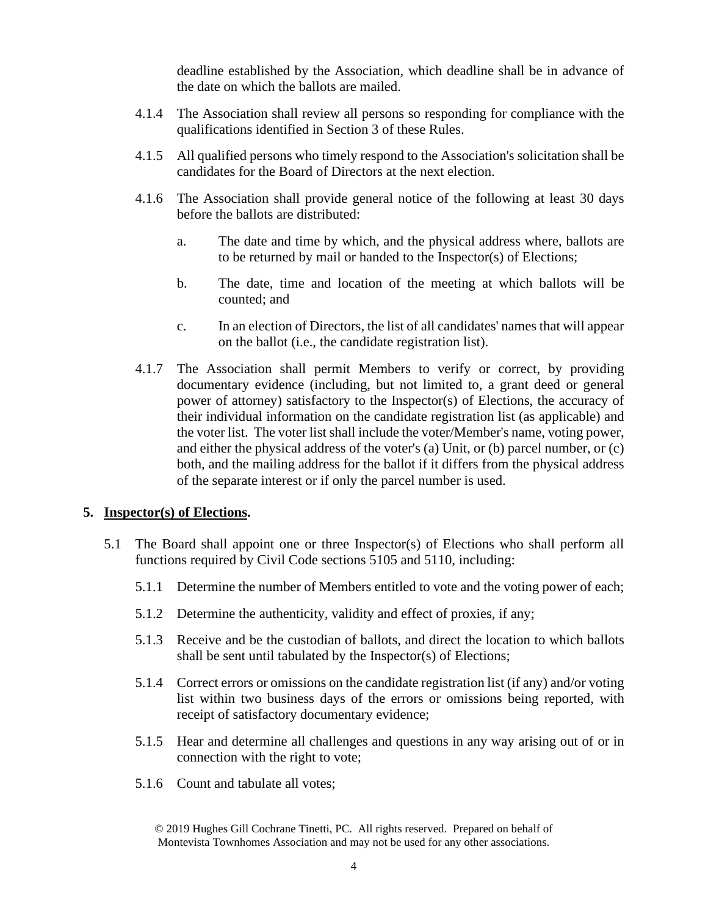deadline established by the Association, which deadline shall be in advance of the date on which the ballots are mailed.

4.1.4 The Association shall review all persons so responding for compliance with the qualifications identified in Section 3 of these Rules.

4.1.5 All qualified persons who timely respond to the Association's solicitation shall be candidates for the Board of Directors at the next election.

4.1.6 The Association shall provide general notice of the following at least 30 days before the ballots are distributed:

a. The date and time by which, and the physical address where, ballots are to be returned by mail or handed to the Inspector(s) of Elections;

b. The date, time and location of the meeting at which ballots will be counted; and

c. In an election of Directors, the list of all candidates' names that will appear on the ballot (i.e., the candidate registration list).

4.1.7 The Association shall permit Members to verify or correct, by providing documentary evidence (including, but not limited to, a grant deed or general power of attorney) satisfactory to the Inspector(s) of Elections, the accuracy of their individual information on the candidate registration list (as applicable) and the voter list. The voter list shall include the voter/Member's name, voting power, and either the physical address of the voter's (a) Unit, or (b) parcel number, or (c) both, and the mailing address for the ballot if it differs from the physical address of the separate interest or if only the parcel number is used.

## 5. <u>Inspector(s) of Elections</u>.

5.1 The Board shall appoint one or three Inspector(s) of Elections who shall perform all functions required by Civil Code sections 5105 and 5110, including:

5.1.1 Determine the number of Members entitled to vote and the voting power of each;

5.1.2 Determine the authenticity, validity and effect of proxies, if any;

5.1.3 Receive and be the custodian of ballots, and direct the location to which ballots shall be sent until tabulated by the Inspector(s) of Elections;

5.1.4 Correct errors or omissions on the candidate registration list (if any) and/or voting list within two business days of the errors or omissions being reported, with receipt of satisfactory documentary evidence;

5.1.5 Hear and determine all challenges and questions in any way arising out of or in connection with the right to vote;

5.1.6 Count and tabulate all votes;

© 2019 Hughes Gill Cochrane Tinetti, PC. All rights reserved. Prepared on behalf of Montevista Townhomes Association and may not be used for any other associations.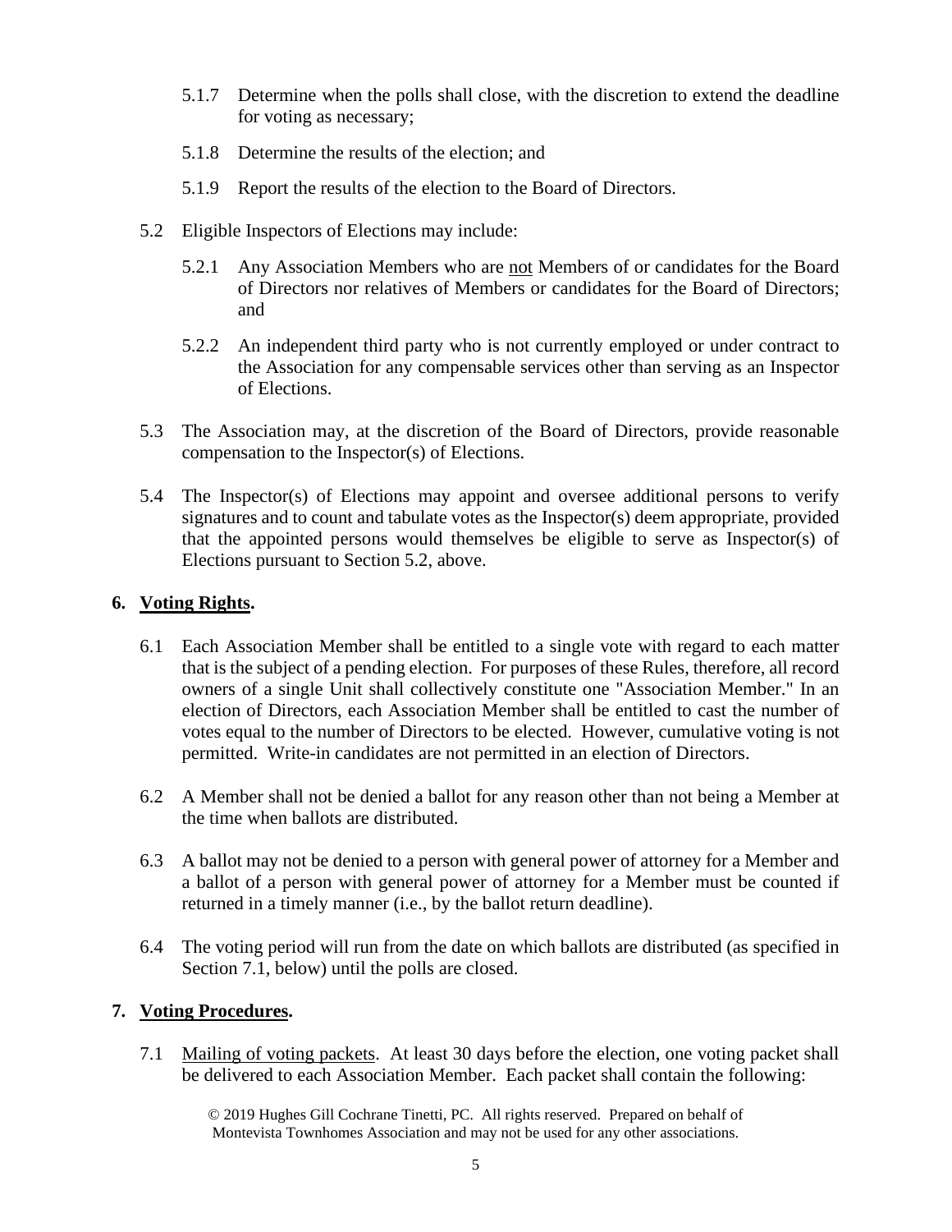5.1.7 Determine when the polls shall close, with the discretion to extend the deadline for voting as necessary;

5.1.8 Determine the results of the election; and

5.1.9 Report the results of the election to the Board of Directors.

5.2 Eligible Inspectors of Elections may include:

5.2.1 Any Association Members who are <u>not</u> Members of or candidates for the Board of Directors nor relatives of Members or candidates for the Board of Directors; and

5.2.2 An independent third party who is not currently employed or under contract to the Association for any compensable services other than serving as an Inspector of Elections.

5.3 The Association may, at the discretion of the Board of Directors, provide reasonable compensation to the Inspector(s) of Elections.

5.4 The Inspector(s) of Elections may appoint and oversee additional persons to verify signatures and to count and tabulate votes as the Inspector(s) deem appropriate, provided that the appointed persons would themselves be eligible to serve as Inspector(s) of Elections pursuant to Section 5.2, above.

**6. <u>Voting Rights</u>.**

6.1 Each Association Member shall be entitled to a single vote with regard to each matter that is the subject of a pending election. For purposes of these Rules, therefore, all record owners of a single Unit shall collectively constitute one "Association Member." In an election of Directors, each Association Member shall be entitled to cast the number of votes equal to the number of Directors to be elected. However, cumulative voting is not permitted. Write-in candidates are not permitted in an election of Directors.

6.2 A Member shall not be denied a ballot for any reason other than not being a Member at the time when ballots are distributed.

6.3 A ballot may not be denied to a person with general power of attorney for a Member and a ballot of a person with general power of attorney for a Member must be counted if returned in a timely manner (i.e., by the ballot return deadline).

6.4 The voting period will run from the date on which ballots are distributed (as specified in Section 7.1, below) until the polls are closed.

**7. <u>Voting Procedures</u>.**

7.1 <u>Mailing of voting packets</u>. At least 30 days before the election, one voting packet shall be delivered to each Association Member. Each packet shall contain the following:

© 2019 Hughes Gill Cochrane Tinetti, PC. All rights reserved. Prepared on behalf of Montevista Townhomes Association and may not be used for any other associations.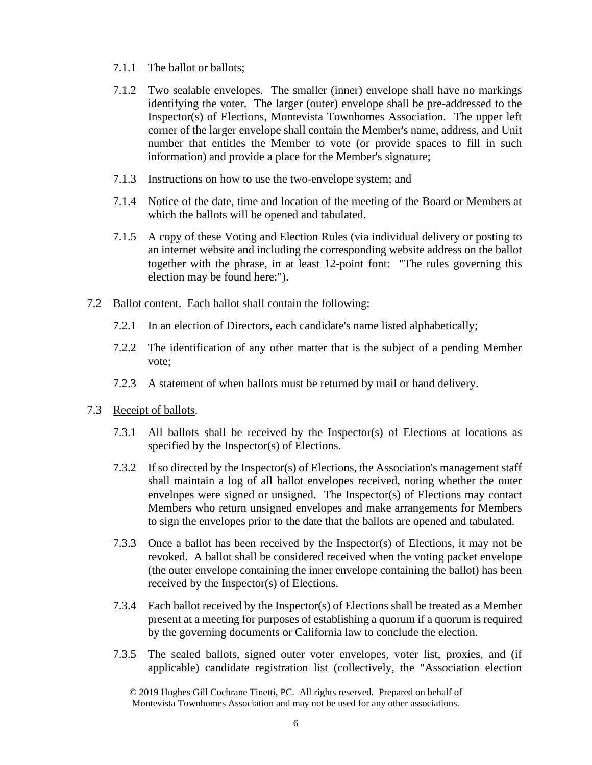7.1.1 The ballot or ballots;

7.1.2 Two sealable envelopes. The smaller (inner) envelope shall have no markings identifying the voter. The larger (outer) envelope shall be pre-addressed to the Inspector(s) of Elections, Montevista Townhomes Association. The upper left corner of the larger envelope shall contain the Member's name, address, and Unit number that entitles the Member to vote (or provide spaces to fill in such information) and provide a place for the Member's signature;

7.1.3 Instructions on how to use the two-envelope system; and

7.1.4 Notice of the date, time and location of the meeting of the Board or Members at which the ballots will be opened and tabulated.

7.1.5 A copy of these Voting and Election Rules (via individual delivery or posting to an internet website and including the corresponding website address on the ballot together with the phrase, in at least 12-point font: "The rules governing this election may be found here:").

7.2 Ballot content. Each ballot shall contain the following:

7.2.1 In an election of Directors, each candidate's name listed alphabetically;

7.2.2 The identification of any other matter that is the subject of a pending Member vote;

7.2.3 A statement of when ballots must be returned by mail or hand delivery.

7.3 Receipt of ballots.

7.3.1 All ballots shall be received by the Inspector(s) of Elections at locations as specified by the Inspector(s) of Elections.

7.3.2 If so directed by the Inspector(s) of Elections, the Association's management staff shall maintain a log of all ballot envelopes received, noting whether the outer envelopes were signed or unsigned. The Inspector(s) of Elections may contact Members who return unsigned envelopes and make arrangements for Members to sign the envelopes prior to the date that the ballots are opened and tabulated.

7.3.3 Once a ballot has been received by the Inspector(s) of Elections, it may not be revoked. A ballot shall be considered received when the voting packet envelope (the outer envelope containing the inner envelope containing the ballot) has been received by the Inspector(s) of Elections.

7.3.4 Each ballot received by the Inspector(s) of Elections shall be treated as a Member present at a meeting for purposes of establishing a quorum if a quorum is required by the governing documents or California law to conclude the election.

7.3.5 The sealed ballots, signed outer voter envelopes, voter list, proxies, and (if applicable) candidate registration list (collectively, the "Association election

© 2019 Hughes Gill Cochrane Tinetti, PC. All rights reserved. Prepared on behalf of Montevista Townhomes Association and may not be used for any other associations.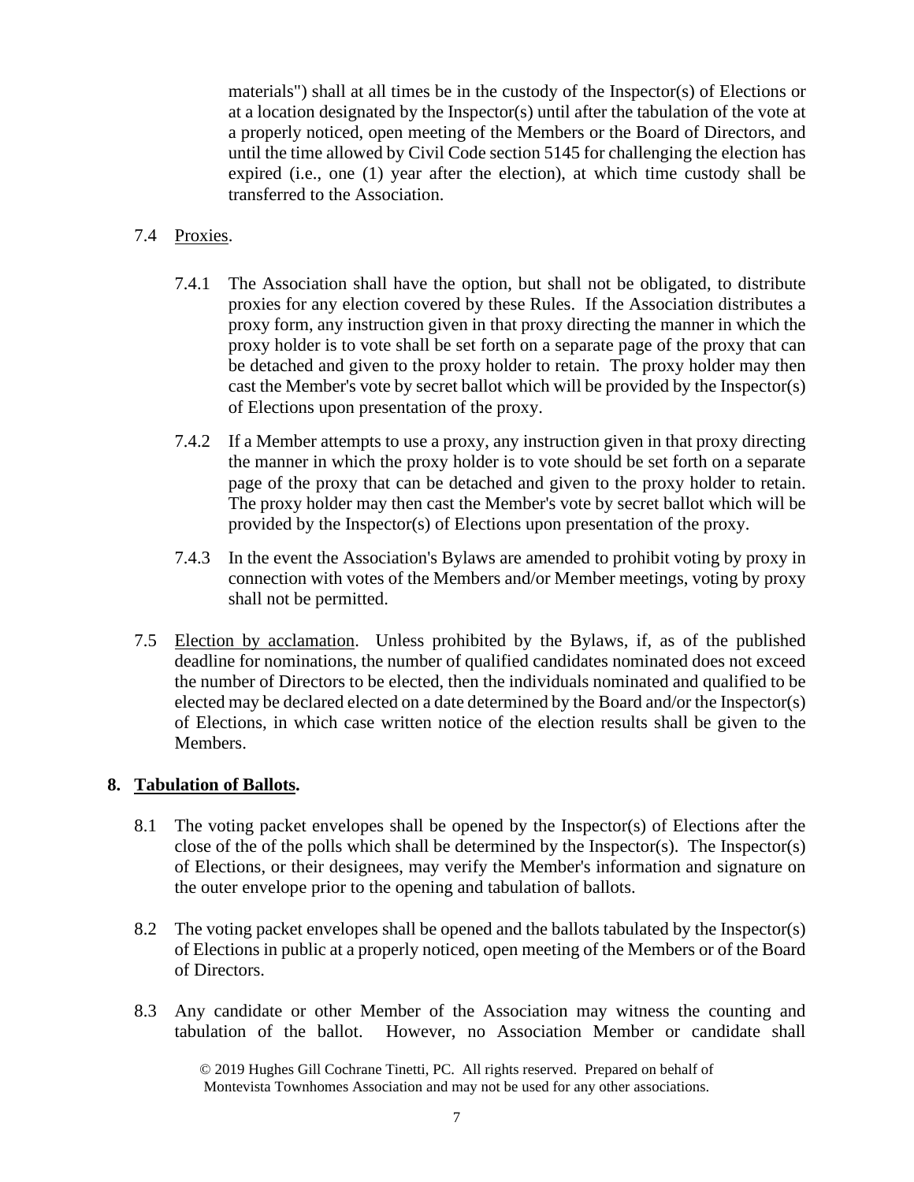materials") shall at all times be in the custody of the Inspector(s) of Elections or at a location designated by the Inspector(s) until after the tabulation of the vote at a properly noticed, open meeting of the Members or the Board of Directors, and until the time allowed by Civil Code section 5145 for challenging the election has expired (i.e., one (1) year after the election), at which time custody shall be transferred to the Association.

7.4 Proxies.

7.4.1 The Association shall have the option, but shall not be obligated, to distribute proxies for any election covered by these Rules. If the Association distributes a proxy form, any instruction given in that proxy directing the manner in which the proxy holder is to vote shall be set forth on a separate page of the proxy that can be detached and given to the proxy holder to retain. The proxy holder may then cast the Member's vote by secret ballot which will be provided by the Inspector(s) of Elections upon presentation of the proxy.

7.4.2 If a Member attempts to use a proxy, any instruction given in that proxy directing the manner in which the proxy holder is to vote should be set forth on a separate page of the proxy that can be detached and given to the proxy holder to retain. The proxy holder may then cast the Member's vote by secret ballot which will be provided by the Inspector(s) of Elections upon presentation of the proxy.

7.4.3 In the event the Association's Bylaws are amended to prohibit voting by proxy in connection with votes of the Members and/or Member meetings, voting by proxy shall not be permitted.

7.5 Election by acclamation. Unless prohibited by the Bylaws, if, as of the published deadline for nominations, the number of qualified candidates nominated does not exceed the number of Directors to be elected, then the individuals nominated and qualified to be elected may be declared elected on a date determined by the Board and/or the Inspector(s) of Elections, in which case written notice of the election results shall be given to the Members.

## 8. Tabulation of Ballots.

8.1 The voting packet envelopes shall be opened by the Inspector(s) of Elections after the close of the of the polls which shall be determined by the Inspector(s). The Inspector(s) of Elections, or their designees, may verify the Member's information and signature on the outer envelope prior to the opening and tabulation of ballots.

8.2 The voting packet envelopes shall be opened and the ballots tabulated by the Inspector(s) of Elections in public at a properly noticed, open meeting of the Members or of the Board of Directors.

8.3 Any candidate or other Member of the Association may witness the counting and tabulation of the ballot. However, no Association Member or candidate shall

© 2019 Hughes Gill Cochrane Tinetti, PC. All rights reserved. Prepared on behalf of Montevista Townhomes Association and may not be used for any other associations.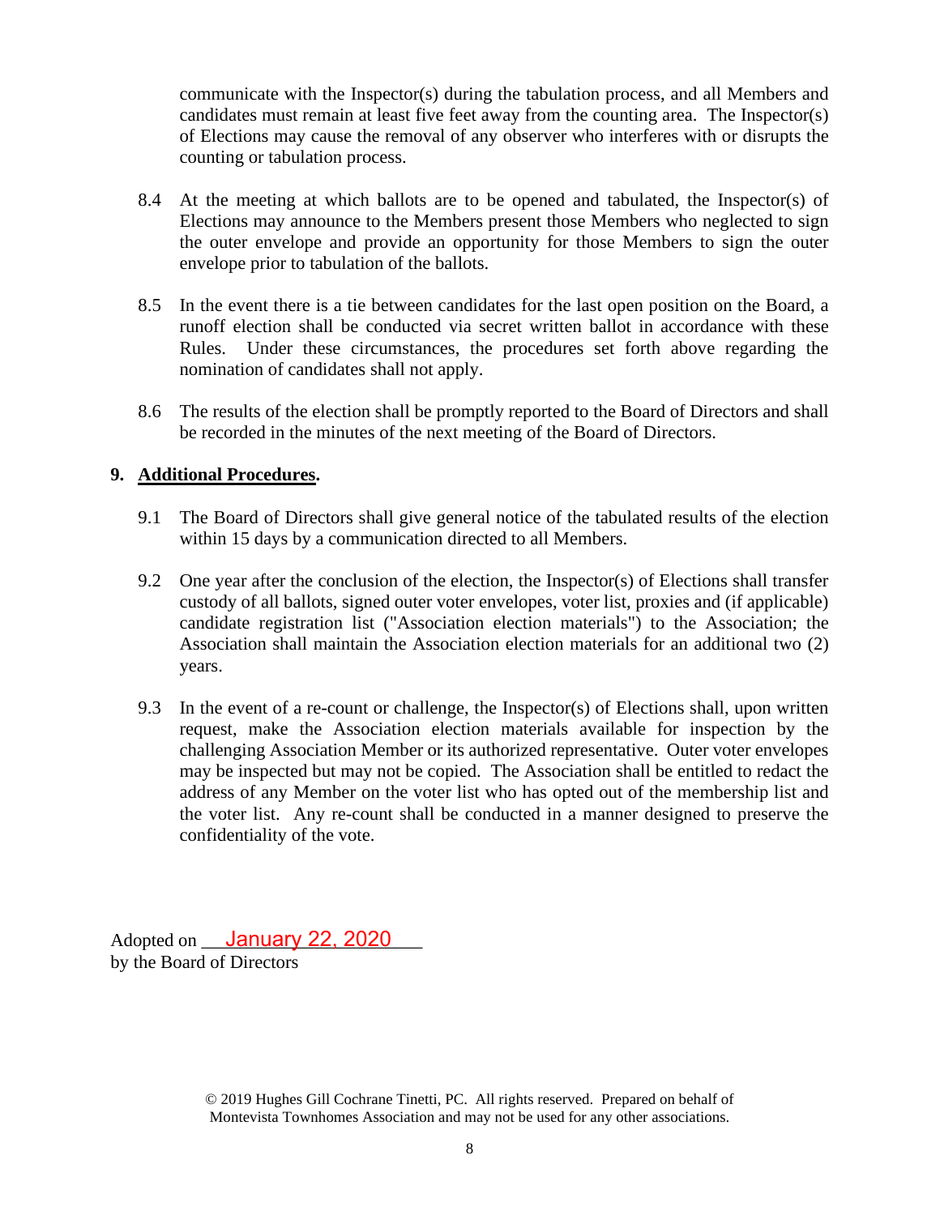communicate with the Inspector(s) during the tabulation process, and all Members and candidates must remain at least five feet away from the counting area. The Inspector(s) of Elections may cause the removal of any observer who interferes with or disrupts the counting or tabulation process.

8.4 At the meeting at which ballots are to be opened and tabulated, the Inspector(s) of Elections may announce to the Members present those Members who neglected to sign the outer envelope and provide an opportunity for those Members to sign the outer envelope prior to tabulation of the ballots.

8.5 In the event there is a tie between candidates for the last open position on the Board, a runoff election shall be conducted via secret written ballot in accordance with these Rules. Under these circumstances, the procedures set forth above regarding the nomination of candidates shall not apply.

8.6 The results of the election shall be promptly reported to the Board of Directors and shall be recorded in the minutes of the next meeting of the Board of Directors.

## 9. Additional Procedures.

9.1 The Board of Directors shall give general notice of the tabulated results of the election within 15 days by a communication directed to all Members.

9.2 One year after the conclusion of the election, the Inspector(s) of Elections shall transfer custody of all ballots, signed outer voter envelopes, voter list, proxies and (if applicable) candidate registration list ("Association election materials") to the Association; the Association shall maintain the Association election materials for an additional two (2) years.

9.3 In the event of a re-count or challenge, the Inspector(s) of Elections shall, upon written request, make the Association election materials available for inspection by the challenging Association Member or its authorized representative. Outer voter envelopes may be inspected but may not be copied. The Association shall be entitled to redact the address of any Member on the voter list who has opted out of the membership list and the voter list. Any re-count shall be conducted in a manner designed to preserve the confidentiality of the vote.

Adopted on January 22, 2020
by the Board of Directors

© 2019 Hughes Gill Cochrane Tinetti, PC. All rights reserved. Prepared on behalf of Montevista Townhomes Association and may not be used for any other associations.